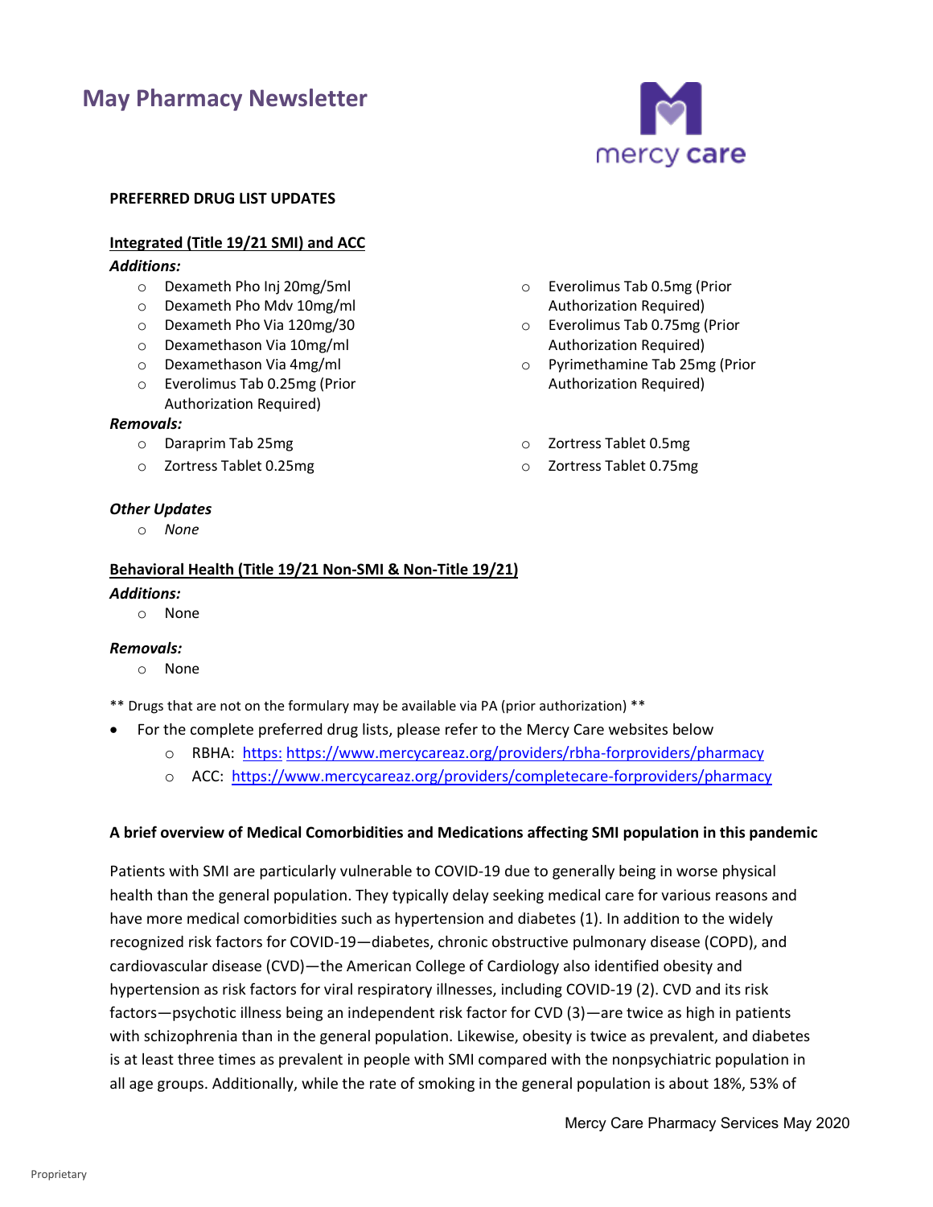# May Pharmacy Newsletter

**PREFERRED DRUG LIST UPDATES**

**Integrated (Title 19/21 SMI) and ACC**

***Additions:***

- Dexameth Pho Inj 20mg/5ml
- Dexameth Pho Mdv 10mg/ml
- Dexameth Pho Via 120mg/30
- Dexamethason Via 10mg/ml
- Dexamethason Via 4mg/ml
- Everolimus Tab 0.25mg (Prior Authorization Required)
- Everolimus Tab 0.5mg (Prior Authorization Required)
- Everolimus Tab 0.75mg (Prior Authorization Required)
- Pyrimethamine Tab 25mg (Prior Authorization Required)

***Removals:***

- Daraprim Tab 25mg
- Zortress Tablet 0.25mg
- Zortress Tablet 0.5mg
- Zortress Tablet 0.75mg

***Other Updates***

- *None*

**Behavioral Health (Title 19/21 Non-SMI & Non-Title 19/21)**

***Additions:***

- None

***Removals:***

- None

** Drugs that are not on the formulary may be available via PA (prior authorization) **

- For the complete preferred drug lists, please refer to the Mercy Care websites below
  - RBHA: https: https://www.mercycareaz.org/providers/rbha-forproviders/pharmacy
  - ACC: https://www.mercycareaz.org/providers/completecare-forproviders/pharmacy

**A brief overview of Medical Comorbidities and Medications affecting SMI population in this pandemic**

Patients with SMI are particularly vulnerable to COVID-19 due to generally being in worse physical health than the general population. They typically delay seeking medical care for various reasons and have more medical comorbidities such as hypertension and diabetes (1). In addition to the widely recognized risk factors for COVID-19—diabetes, chronic obstructive pulmonary disease (COPD), and cardiovascular disease (CVD)—the American College of Cardiology also identified obesity and hypertension as risk factors for viral respiratory illnesses, including COVID-19 (2). CVD and its risk factors—psychotic illness being an independent risk factor for CVD (3)—are twice as high in patients with schizophrenia than in the general population. Likewise, obesity is twice as prevalent, and diabetes is at least three times as prevalent in people with SMI compared with the nonpsychiatric population in all age groups. Additionally, while the rate of smoking in the general population is about 18%, 53% of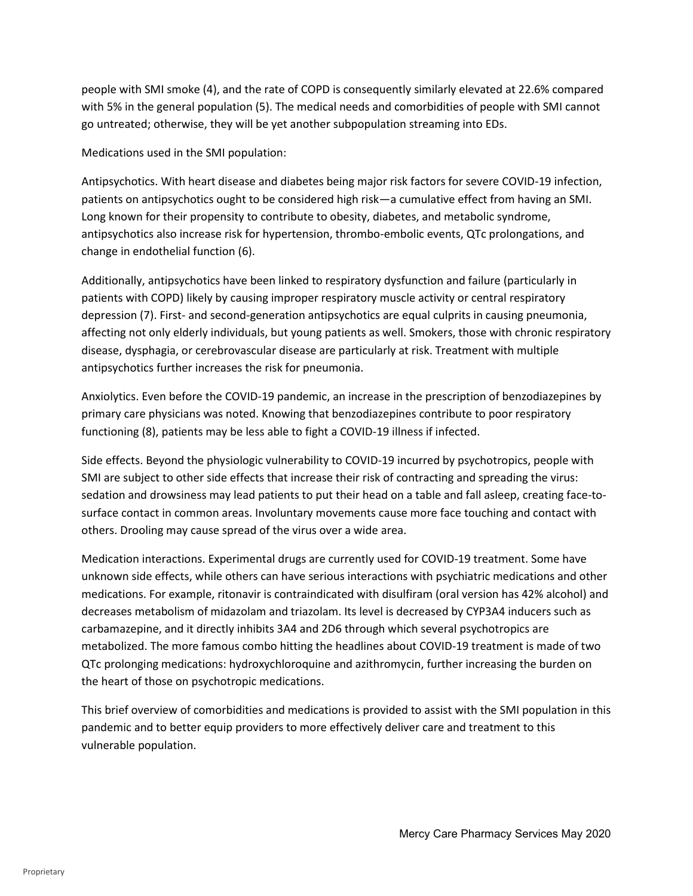people with SMI smoke (4), and the rate of COPD is consequently similarly elevated at 22.6% compared with 5% in the general population (5). The medical needs and comorbidities of people with SMI cannot go untreated; otherwise, they will be yet another subpopulation streaming into EDs.

Medications used in the SMI population:

Antipsychotics. With heart disease and diabetes being major risk factors for severe COVID-19 infection, patients on antipsychotics ought to be considered high risk—a cumulative effect from having an SMI. Long known for their propensity to contribute to obesity, diabetes, and metabolic syndrome, antipsychotics also increase risk for hypertension, thrombo-embolic events, QTc prolongations, and change in endothelial function (6).

Additionally, antipsychotics have been linked to respiratory dysfunction and failure (particularly in patients with COPD) likely by causing improper respiratory muscle activity or central respiratory depression (7). First- and second-generation antipsychotics are equal culprits in causing pneumonia, affecting not only elderly individuals, but young patients as well. Smokers, those with chronic respiratory disease, dysphagia, or cerebrovascular disease are particularly at risk. Treatment with multiple antipsychotics further increases the risk for pneumonia.

Anxiolytics. Even before the COVID-19 pandemic, an increase in the prescription of benzodiazepines by primary care physicians was noted. Knowing that benzodiazepines contribute to poor respiratory functioning (8), patients may be less able to fight a COVID-19 illness if infected.

Side effects. Beyond the physiologic vulnerability to COVID-19 incurred by psychotropics, people with SMI are subject to other side effects that increase their risk of contracting and spreading the virus: sedation and drowsiness may lead patients to put their head on a table and fall asleep, creating face-to-surface contact in common areas. Involuntary movements cause more face touching and contact with others. Drooling may cause spread of the virus over a wide area.

Medication interactions. Experimental drugs are currently used for COVID-19 treatment. Some have unknown side effects, while others can have serious interactions with psychiatric medications and other medications. For example, ritonavir is contraindicated with disulfiram (oral version has 42% alcohol) and decreases metabolism of midazolam and triazolam. Its level is decreased by CYP3A4 inducers such as carbamazepine, and it directly inhibits 3A4 and 2D6 through which several psychotropics are metabolized. The more famous combo hitting the headlines about COVID-19 treatment is made of two QTc prolonging medications: hydroxychloroquine and azithromycin, further increasing the burden on the heart of those on psychotropic medications.

This brief overview of comorbidities and medications is provided to assist with the SMI population in this pandemic and to better equip providers to more effectively deliver care and treatment to this vulnerable population.

Mercy Care Pharmacy Services May 2020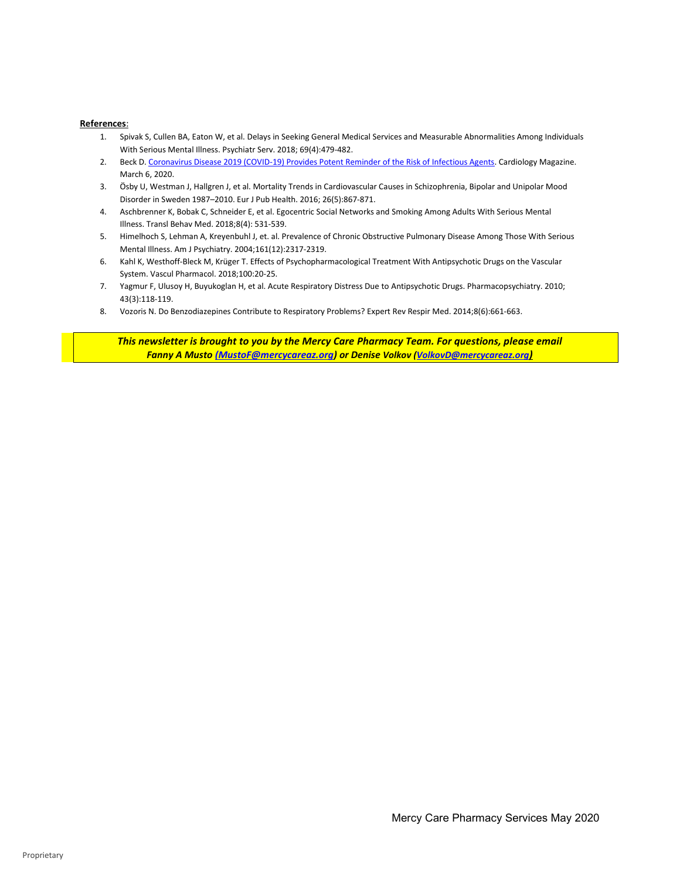**References**:

1. Spivak S, Cullen BA, Eaton W, et al. Delays in Seeking General Medical Services and Measurable Abnormalities Among Individuals With Serious Mental Illness. Psychiatr Serv. 2018; 69(4):479-482.
2. Beck D. Coronavirus Disease 2019 (COVID-19) Provides Potent Reminder of the Risk of Infectious Agents. Cardiology Magazine. March 6, 2020.
3. Ösby U, Westman J, Hallgren J, et al. Mortality Trends in Cardiovascular Causes in Schizophrenia, Bipolar and Unipolar Mood Disorder in Sweden 1987–2010. Eur J Pub Health. 2016; 26(5):867-871.
4. Aschbrenner K, Bobak C, Schneider E, et al. Egocentric Social Networks and Smoking Among Adults With Serious Mental Illness. Transl Behav Med. 2018;8(4): 531-539.
5. Himelhoch S, Lehman A, Kreyenbuhl J, et. al. Prevalence of Chronic Obstructive Pulmonary Disease Among Those With Serious Mental Illness. Am J Psychiatry. 2004;161(12):2317-2319.
6. Kahl K, Westhoff-Bleck M, Krüger T. Effects of Psychopharmacological Treatment With Antipsychotic Drugs on the Vascular System. Vascul Pharmacol. 2018;100:20-25.
7. Yagmur F, Ulusoy H, Buyukoglan H, et al. Acute Respiratory Distress Due to Antipsychotic Drugs. Pharmacopsychiatry. 2010; 43(3):118-119.
8. Vozoris N. Do Benzodiazepines Contribute to Respiratory Problems? Expert Rev Respir Med. 2014;8(6):661-663.

***This newsletter is brought to you by the Mercy Care Pharmacy Team. For questions, please email Fanny A Musto (MustoF@mercycareaz.org) or Denise Volkov (VolkovD@mercycareaz.org)***

Mercy Care Pharmacy Services May 2020

Proprietary